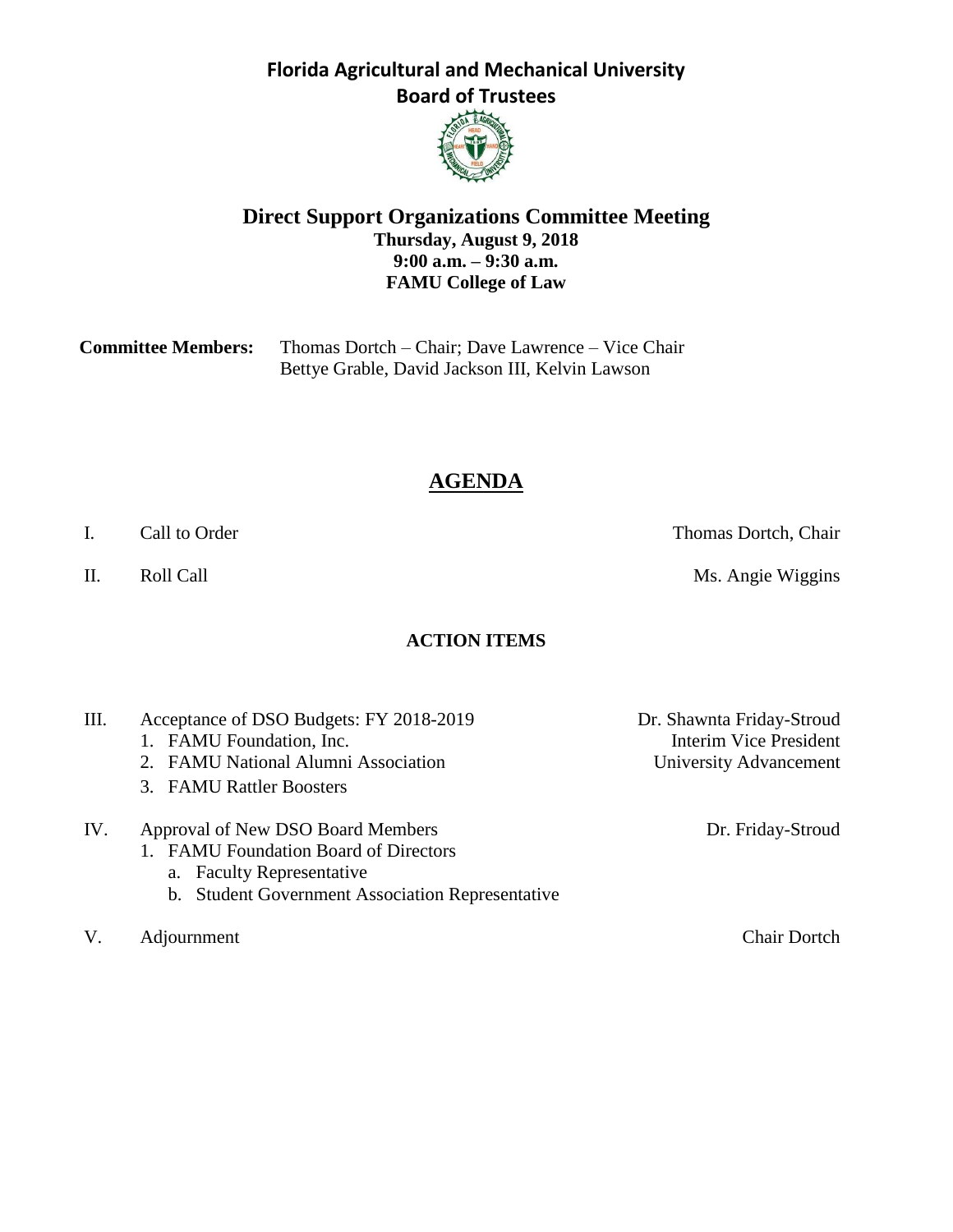# Florida Agricultural and Mechanical University
## Board of Trustees

## Direct Support Organizations Committee Meeting

**Thursday, August 9, 2018**
**9:00 a.m. – 9:30 a.m.**
**FAMU College of Law**

**Committee Members:** Thomas Dortch – Chair; Dave Lawrence – Vice Chair
Bettye Grable, David Jackson III, Kelvin Lawson

## AGENDA

I. Call to Order — Thomas Dortch, Chair

II. Roll Call — Ms. Angie Wiggins

### ACTION ITEMS

III. Acceptance of DSO Budgets: FY 2018-2019 — Dr. Shawnta Friday-Stroud, Interim Vice President, University Advancement
1. FAMU Foundation, Inc.
2. FAMU National Alumni Association
3. FAMU Rattler Boosters

IV. Approval of New DSO Board Members — Dr. Friday-Stroud
1. FAMU Foundation Board of Directors
    a. Faculty Representative
    b. Student Government Association Representative

V. Adjournment — Chair Dortch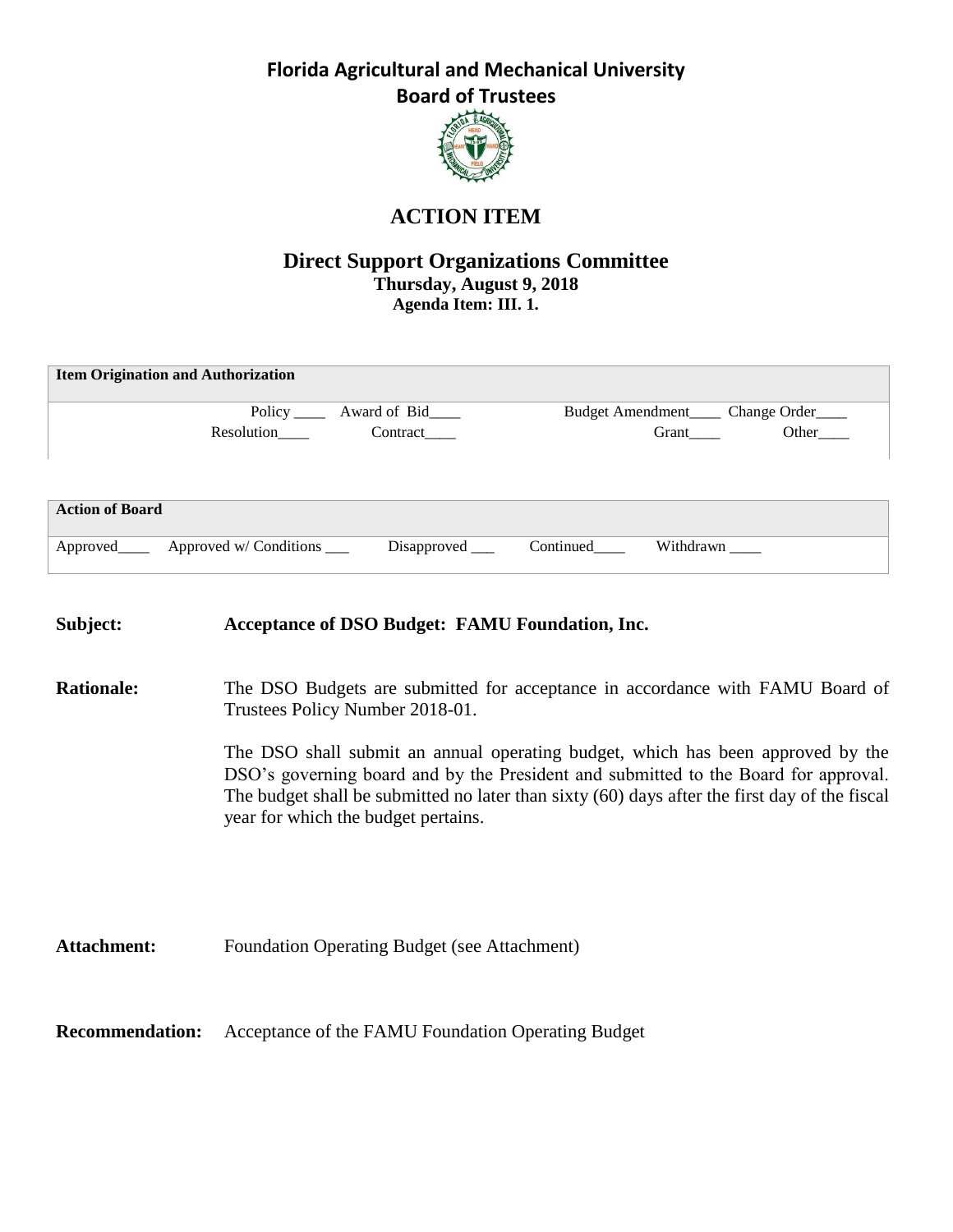# Florida Agricultural and Mechanical University
## Board of Trustees

## ACTION ITEM

### Direct Support Organizations Committee
**Thursday, August 9, 2018**
**Agenda Item: III. 1.**

| **Item Origination and Authorization** | | | |
|---|---|---|---|
| Policy ____ | Award of Bid____ | Budget Amendment____ | Change Order____ |
| Resolution____ | Contract____ | Grant____ | Other____ |

| **Action of Board** | | | | |
|---|---|---|---|---|
| Approved____ | Approved w/ Conditions ___ | Disapproved ___ | Continued____ | Withdrawn ____ |

**Subject:** **Acceptance of DSO Budget: FAMU Foundation, Inc.**

**Rationale:** The DSO Budgets are submitted for acceptance in accordance with FAMU Board of Trustees Policy Number 2018-01.

The DSO shall submit an annual operating budget, which has been approved by the DSO's governing board and by the President and submitted to the Board for approval. The budget shall be submitted no later than sixty (60) days after the first day of the fiscal year for which the budget pertains.

**Attachment:** Foundation Operating Budget (see Attachment)

**Recommendation:** Acceptance of the FAMU Foundation Operating Budget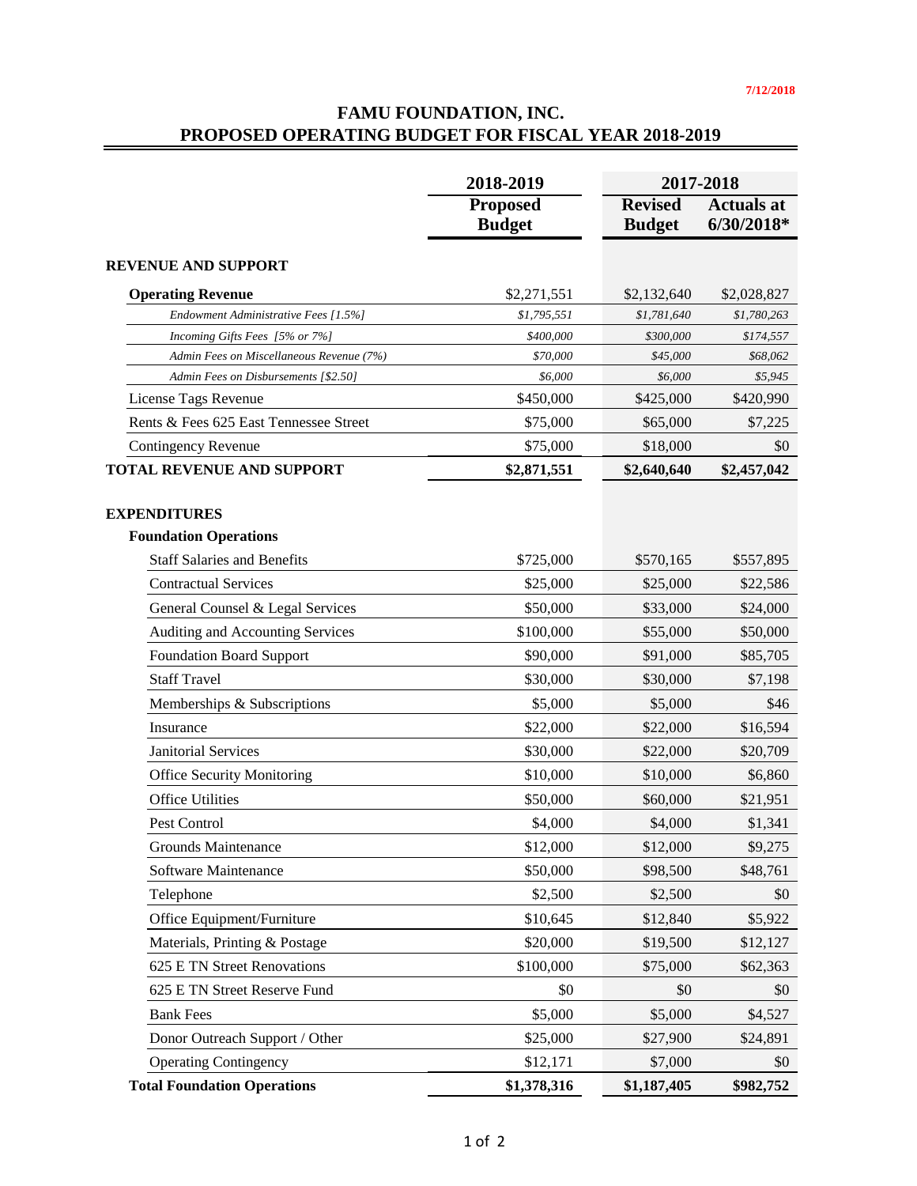7/12/2018

# FAMU FOUNDATION, INC.
## PROPOSED OPERATING BUDGET FOR FISCAL YEAR 2018-2019

| | 2018-2019 | 2017-2018 | |
|---|---|---|---|
| | **Proposed Budget** | **Revised Budget** | **Actuals at 6/30/2018*** |
| **REVENUE AND SUPPORT** | | | |
| **Operating Revenue** | $2,271,551 | $2,132,640 | $2,028,827 |
| *Endowment Administrative Fees [1.5%]* | *$1,795,551* | *$1,781,640* | *$1,780,263* |
| *Incoming Gifts Fees [5% or 7%]* | *$400,000* | *$300,000* | *$174,557* |
| *Admin Fees on Miscellaneous Revenue (7%)* | *$70,000* | *$45,000* | *$68,062* |
| *Admin Fees on Disbursements [$2.50]* | *$6,000* | *$6,000* | *$5,945* |
| License Tags Revenue | $450,000 | $425,000 | $420,990 |
| Rents & Fees 625 East Tennessee Street | $75,000 | $65,000 | $7,225 |
| Contingency Revenue | $75,000 | $18,000 | $0 |
| **TOTAL REVENUE AND SUPPORT** | **$2,871,551** | **$2,640,640** | **$2,457,042** |
| | | | |
| **EXPENDITURES** | | | |
| **Foundation Operations** | | | |
| Staff Salaries and Benefits | $725,000 | $570,165 | $557,895 |
| Contractual Services | $25,000 | $25,000 | $22,586 |
| General Counsel & Legal Services | $50,000 | $33,000 | $24,000 |
| Auditing and Accounting Services | $100,000 | $55,000 | $50,000 |
| Foundation Board Support | $90,000 | $91,000 | $85,705 |
| Staff Travel | $30,000 | $30,000 | $7,198 |
| Memberships & Subscriptions | $5,000 | $5,000 | $46 |
| Insurance | $22,000 | $22,000 | $16,594 |
| Janitorial Services | $30,000 | $22,000 | $20,709 |
| Office Security Monitoring | $10,000 | $10,000 | $6,860 |
| Office Utilities | $50,000 | $60,000 | $21,951 |
| Pest Control | $4,000 | $4,000 | $1,341 |
| Grounds Maintenance | $12,000 | $12,000 | $9,275 |
| Software Maintenance | $50,000 | $98,500 | $48,761 |
| Telephone | $2,500 | $2,500 | $0 |
| Office Equipment/Furniture | $10,645 | $12,840 | $5,922 |
| Materials, Printing & Postage | $20,000 | $19,500 | $12,127 |
| 625 E TN Street Renovations | $100,000 | $75,000 | $62,363 |
| 625 E TN Street Reserve Fund | $0 | $0 | $0 |
| Bank Fees | $5,000 | $5,000 | $4,527 |
| Donor Outreach Support / Other | $25,000 | $27,900 | $24,891 |
| Operating Contingency | $12,171 | $7,000 | $0 |
| **Total Foundation Operations** | **$1,378,316** | **$1,187,405** | **$982,752** |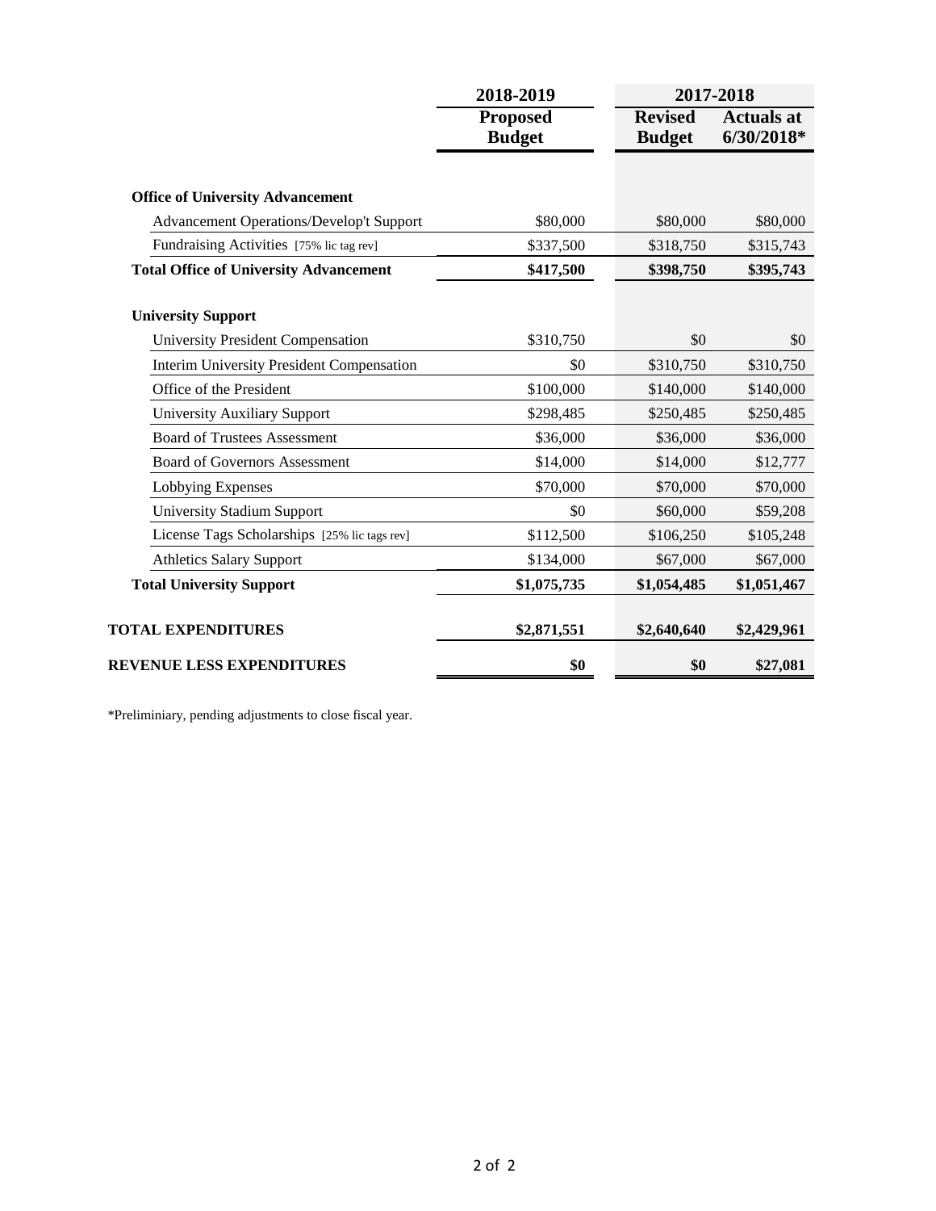| | 2018-2019 | 2017-2018 | |
|---|---|---|---|
| | **Proposed Budget** | **Revised Budget** | **Actuals at 6/30/2018*** |
| **Office of University Advancement** | | | |
| Advancement Operations/Develop't Support | $80,000 | $80,000 | $80,000 |
| Fundraising Activities [75% lic tag rev] | $337,500 | $318,750 | $315,743 |
| **Total Office of University Advancement** | **$417,500** | **$398,750** | **$395,743** |
| **University Support** | | | |
| University President Compensation | $310,750 | $0 | $0 |
| Interim University President Compensation | $0 | $310,750 | $310,750 |
| Office of the President | $100,000 | $140,000 | $140,000 |
| University Auxiliary Support | $298,485 | $250,485 | $250,485 |
| Board of Trustees Assessment | $36,000 | $36,000 | $36,000 |
| Board of Governors Assessment | $14,000 | $14,000 | $12,777 |
| Lobbying Expenses | $70,000 | $70,000 | $70,000 |
| University Stadium Support | $0 | $60,000 | $59,208 |
| License Tags Scholarships [25% lic tags rev] | $112,500 | $106,250 | $105,248 |
| Athletics Salary Support | $134,000 | $67,000 | $67,000 |
| **Total University Support** | **$1,075,735** | **$1,054,485** | **$1,051,467** |
| **TOTAL EXPENDITURES** | **$2,871,551** | **$2,640,640** | **$2,429,961** |
| **REVENUE LESS EXPENDITURES** | **$0** | **$0** | **$27,081** |

*Preliminiary, pending adjustments to close fiscal year.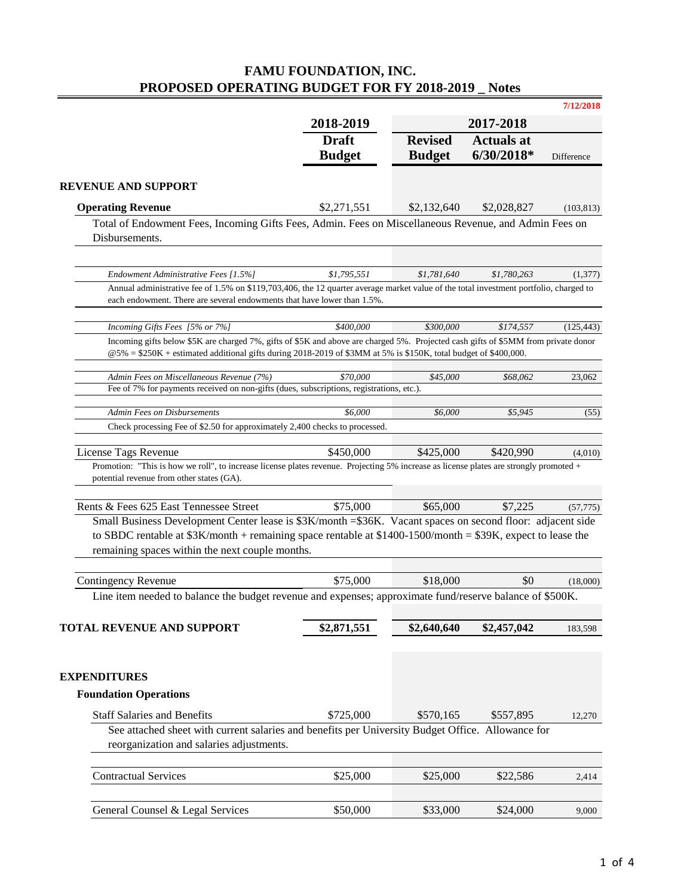# FAMU FOUNDATION, INC.
## PROPOSED OPERATING BUDGET FOR FY 2018-2019 _ Notes

**7/12/2018**

| | 2018-2019 Draft Budget | 2017-2018 Revised Budget | 2017-2018 Actuals at 6/30/2018* | Difference |
|---|---|---|---|---|
| **REVENUE AND SUPPORT** | | | | |
| **Operating Revenue** | $2,271,551 | $2,132,640 | $2,028,827 | (103,813) |
| Total of Endowment Fees, Incoming Gifts Fees, Admin. Fees on Miscellaneous Revenue, and Admin Fees on Disbursements. | | | | |
| *Endowment Administrative Fees [1.5%]* | *$1,795,551* | *$1,781,640* | *$1,780,263* | (1,377) |
| Annual administrative fee of 1.5% on $119,703,406, the 12 quarter average market value of the total investment portfolio, charged to each endowment. There are several endowments that have lower than 1.5%. | | | | |
| *Incoming Gifts Fees [5% or 7%]* | *$400,000* | *$300,000* | *$174,557* | (125,443) |
| Incoming gifts below $5K are charged 7%, gifts of $5K and above are charged 5%. Projected cash gifts of $5MM from private donor @5% = $250K + estimated additional gifts during 2018-2019 of $3MM at 5% is $150K, total budget of $400,000. | | | | |
| *Admin Fees on Miscellaneous Revenue (7%)* | *$70,000* | *$45,000* | *$68,062* | 23,062 |
| Fee of 7% for payments received on non-gifts (dues, subscriptions, registrations, etc.). | | | | |
| *Admin Fees on Disbursements* | *$6,000* | *$6,000* | *$5,945* | (55) |
| Check processing Fee of $2.50 for approximately 2,400 checks to processed. | | | | |
| License Tags Revenue | $450,000 | $425,000 | $420,990 | (4,010) |
| Promotion: "This is how we roll", to increase license plates revenue. Projecting 5% increase as license plates are strongly promoted + potential revenue from other states (GA). | | | | |
| Rents & Fees 625 East Tennessee Street | $75,000 | $65,000 | $7,225 | (57,775) |
| Small Business Development Center lease is $3K/month =$36K. Vacant spaces on second floor: adjacent side to SBDC rentable at $3K/month + remaining space rentable at $1400-1500/month = $39K, expect to lease the remaining spaces within the next couple months. | | | | |
| Contingency Revenue | $75,000 | $18,000 | $0 | (18,000) |
| Line item needed to balance the budget revenue and expenses; approximate fund/reserve balance of $500K. | | | | |
| **TOTAL REVENUE AND SUPPORT** | **$2,871,551** | **$2,640,640** | **$2,457,042** | 183,598 |
| **EXPENDITURES** | | | | |
| **Foundation Operations** | | | | |
| Staff Salaries and Benefits | $725,000 | $570,165 | $557,895 | 12,270 |
| See attached sheet with current salaries and benefits per University Budget Office. Allowance for reorganization and salaries adjustments. | | | | |
| Contractual Services | $25,000 | $25,000 | $22,586 | 2,414 |
| General Counsel & Legal Services | $50,000 | $33,000 | $24,000 | 9,000 |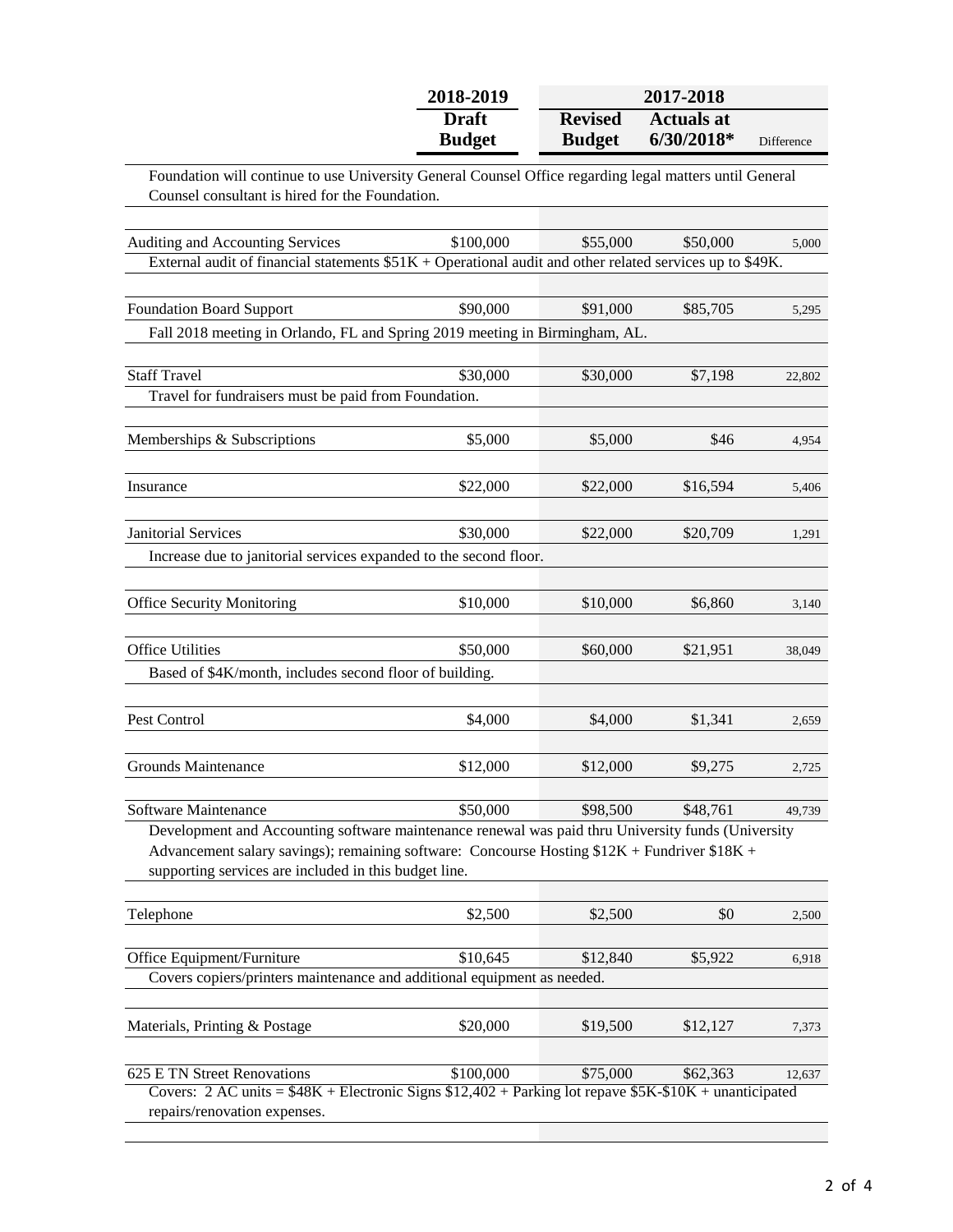| | 2018-2019 Draft Budget | 2017-2018 Revised Budget | 2017-2018 Actuals at 6/30/2018* | Difference |
|---|---|---|---|---|
| Foundation will continue to use University General Counsel Office regarding legal matters until General Counsel consultant is hired for the Foundation. | | | | |
| Auditing and Accounting Services | $100,000 | $55,000 | $50,000 | 5,000 |
| External audit of financial statements $51K + Operational audit and other related services up to $49K. | | | | |
| Foundation Board Support | $90,000 | $91,000 | $85,705 | 5,295 |
| Fall 2018 meeting in Orlando, FL and Spring 2019 meeting in Birmingham, AL. | | | | |
| Staff Travel | $30,000 | $30,000 | $7,198 | 22,802 |
| Travel for fundraisers must be paid from Foundation. | | | | |
| Memberships & Subscriptions | $5,000 | $5,000 | $46 | 4,954 |
| Insurance | $22,000 | $22,000 | $16,594 | 5,406 |
| Janitorial Services | $30,000 | $22,000 | $20,709 | 1,291 |
| Increase due to janitorial services expanded to the second floor. | | | | |
| Office Security Monitoring | $10,000 | $10,000 | $6,860 | 3,140 |
| Office Utilities | $50,000 | $60,000 | $21,951 | 38,049 |
| Based of $4K/month, includes second floor of building. | | | | |
| Pest Control | $4,000 | $4,000 | $1,341 | 2,659 |
| Grounds Maintenance | $12,000 | $12,000 | $9,275 | 2,725 |
| Software Maintenance | $50,000 | $98,500 | $48,761 | 49,739 |
| Development and Accounting software maintenance renewal was paid thru University funds (University Advancement salary savings); remaining software: Concourse Hosting $12K + Fundriver $18K + supporting services are included in this budget line. | | | | |
| Telephone | $2,500 | $2,500 | $0 | 2,500 |
| Office Equipment/Furniture | $10,645 | $12,840 | $5,922 | 6,918 |
| Covers copiers/printers maintenance and additional equipment as needed. | | | | |
| Materials, Printing & Postage | $20,000 | $19,500 | $12,127 | 7,373 |
| 625 E TN Street Renovations | $100,000 | $75,000 | $62,363 | 12,637 |
| Covers: 2 AC units = $48K + Electronic Signs $12,402 + Parking lot repave $5K-$10K + unanticipated repairs/renovation expenses. | | | | |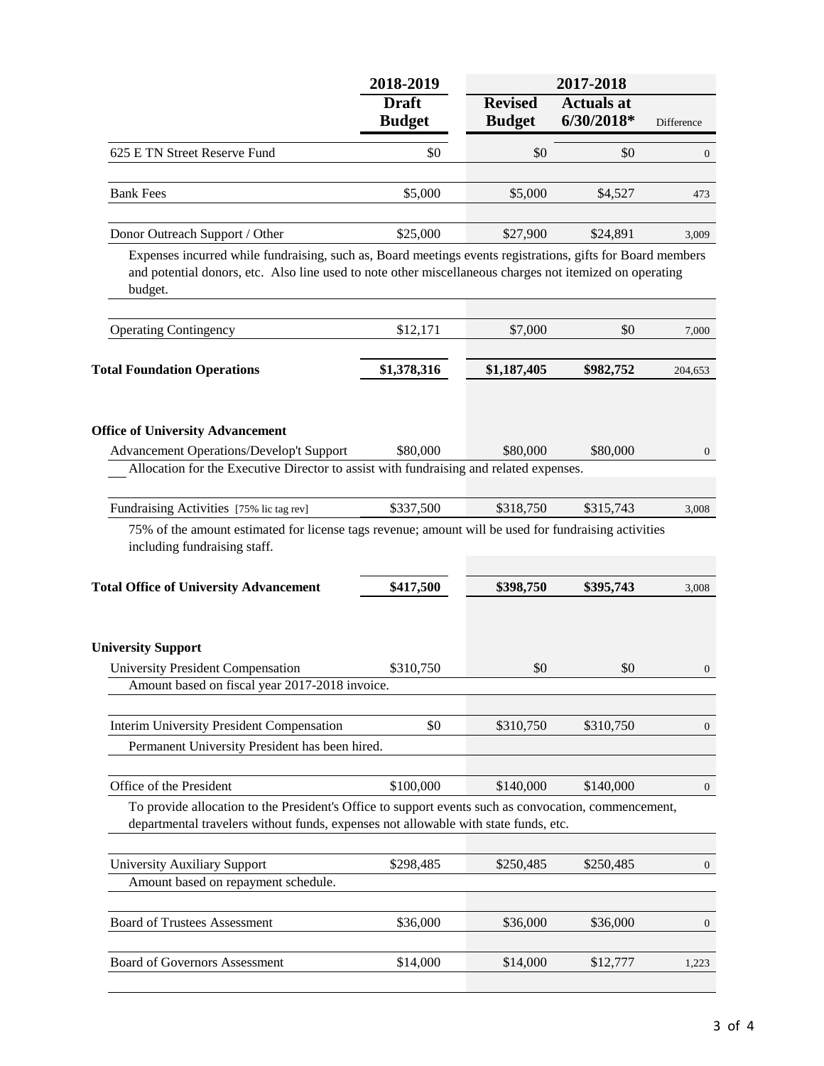| | 2018-2019 | 2017-2018 | | |
|---|---|---|---|---|
| | **Draft Budget** | **Revised Budget** | **Actuals at 6/30/2018*** | Difference |
| 625 E TN Street Reserve Fund | $0 | $0 | $0 | 0 |
| Bank Fees | $5,000 | $5,000 | $4,527 | 473 |
| Donor Outreach Support / Other | $25,000 | $27,900 | $24,891 | 3,009 |
| Expenses incurred while fundraising, such as, Board meetings events registrations, gifts for Board members and potential donors, etc. Also line used to note other miscellaneous charges not itemized on operating budget. | | | | |
| Operating Contingency | $12,171 | $7,000 | $0 | 7,000 |
| **Total Foundation Operations** | **$1,378,316** | **$1,187,405** | **$982,752** | 204,653 |
| | | | | |
| **Office of University Advancement** | | | | |
| Advancement Operations/Develop't Support | $80,000 | $80,000 | $80,000 | 0 |
| Allocation for the Executive Director to assist with fundraising and related expenses. | | | | |
| Fundraising Activities [75% lic tag rev] | $337,500 | $318,750 | $315,743 | 3,008 |
| 75% of the amount estimated for license tags revenue; amount will be used for fundraising activities including fundraising staff. | | | | |
| **Total Office of University Advancement** | **$417,500** | **$398,750** | **$395,743** | 3,008 |
| | | | | |
| **University Support** | | | | |
| University President Compensation | $310,750 | $0 | $0 | 0 |
| Amount based on fiscal year 2017-2018 invoice. | | | | |
| Interim University President Compensation | $0 | $310,750 | $310,750 | 0 |
| Permanent University President has been hired. | | | | |
| Office of the President | $100,000 | $140,000 | $140,000 | 0 |
| To provide allocation to the President's Office to support events such as convocation, commencement, departmental travelers without funds, expenses not allowable with state funds, etc. | | | | |
| University Auxiliary Support | $298,485 | $250,485 | $250,485 | 0 |
| Amount based on repayment schedule. | | | | |
| Board of Trustees Assessment | $36,000 | $36,000 | $36,000 | 0 |
| Board of Governors Assessment | $14,000 | $14,000 | $12,777 | 1,223 |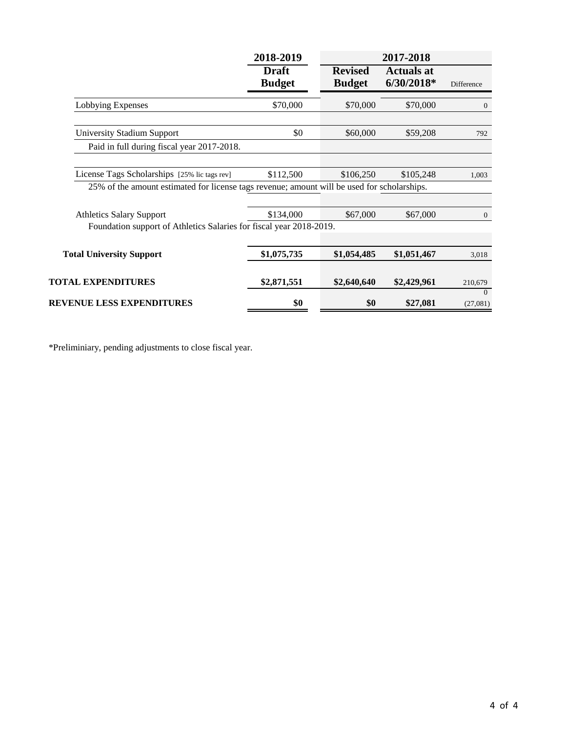| | 2018-2019 | 2017-2018 | | |
|---|---|---|---|---|
| | **Draft Budget** | **Revised Budget** | **Actuals at 6/30/2018*** | Difference |
| Lobbying Expenses | $70,000 | $70,000 | $70,000 | 0 |
| | | | | |
| University Stadium Support | $0 | $60,000 | $59,208 | 792 |
| Paid in full during fiscal year 2017-2018. | | | | |
| | | | | |
| License Tags Scholarships [25% lic tags rev] | $112,500 | $106,250 | $105,248 | 1,003 |
| 25% of the amount estimated for license tags revenue; amount will be used for scholarships. | | | | |
| | | | | |
| Athletics Salary Support | $134,000 | $67,000 | $67,000 | 0 |
| Foundation support of Athletics Salaries for fiscal year 2018-2019. | | | | |
| | | | | |
| **Total University Support** | **$1,075,735** | **$1,054,485** | **$1,051,467** | 3,018 |
| | | | | |
| **TOTAL EXPENDITURES** | **$2,871,551** | **$2,640,640** | **$2,429,961** | 210,679 |
| | | | | 0 |
| **REVENUE LESS EXPENDITURES** | **$0** | **$0** | **$27,081** | (27,081) |

*Preliminiary, pending adjustments to close fiscal year.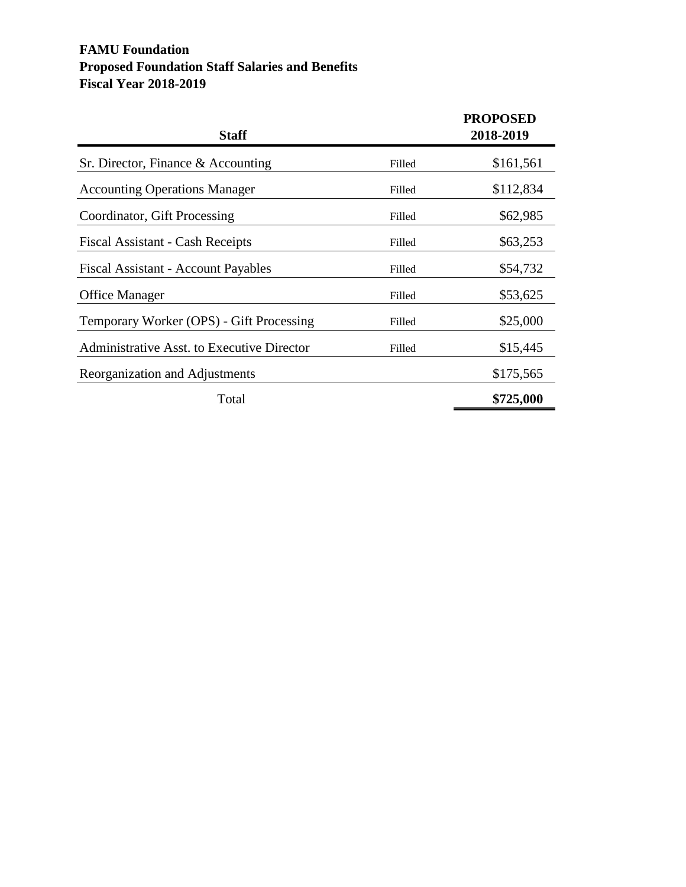**FAMU Foundation**
**Proposed Foundation Staff Salaries and Benefits**
**Fiscal Year 2018-2019**

| Staff | | PROPOSED 2018-2019 |
|---|---|---|
| Sr. Director, Finance & Accounting | Filled | $161,561 |
| Accounting Operations Manager | Filled | $112,834 |
| Coordinator, Gift Processing | Filled | $62,985 |
| Fiscal Assistant - Cash Receipts | Filled | $63,253 |
| Fiscal Assistant - Account Payables | Filled | $54,732 |
| Office Manager | Filled | $53,625 |
| Temporary Worker (OPS) - Gift Processing | Filled | $25,000 |
| Administrative Asst. to Executive Director | Filled | $15,445 |
| Reorganization and Adjustments | | $175,565 |
| Total | | **$725,000** |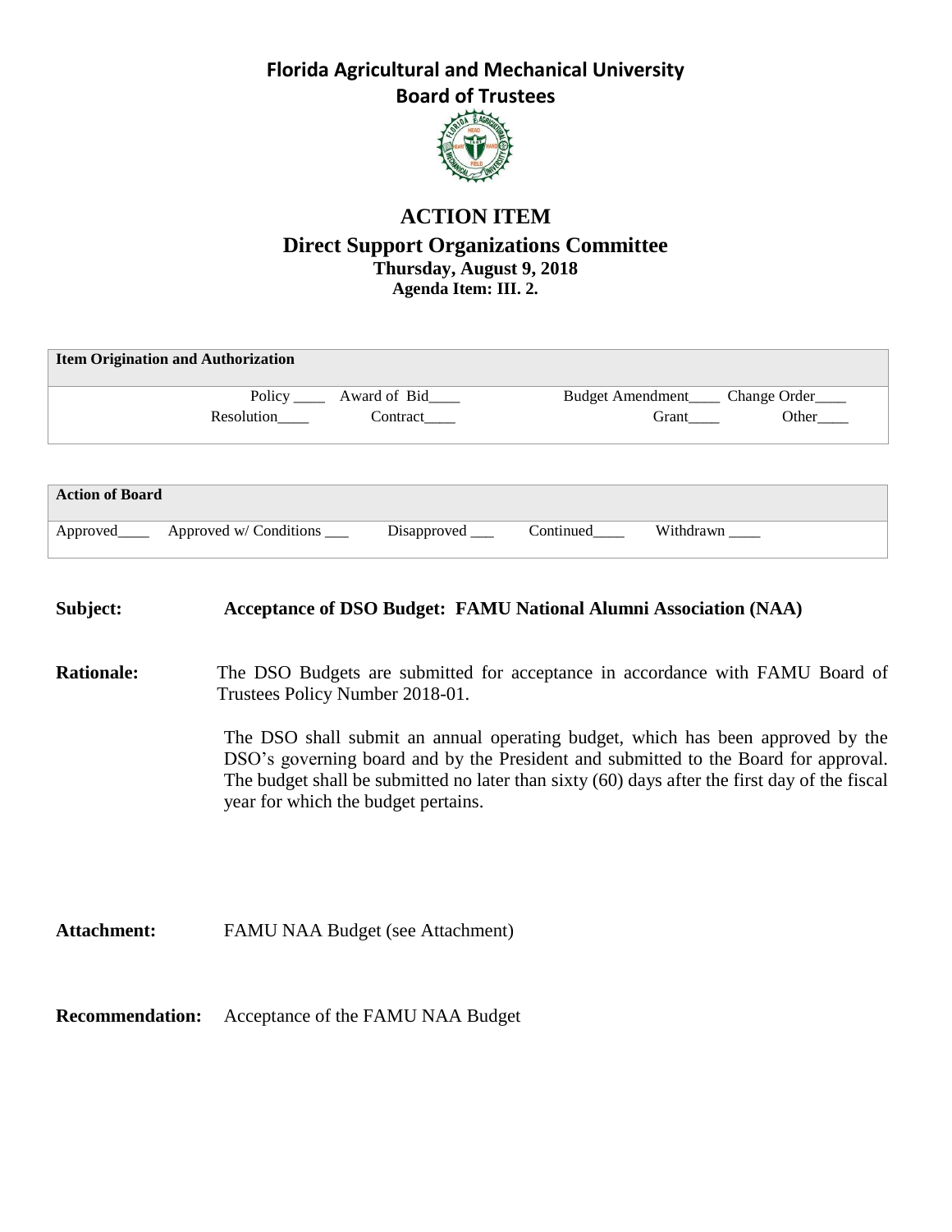# Florida Agricultural and Mechanical University
## Board of Trustees

## ACTION ITEM
### Direct Support Organizations Committee
**Thursday, August 9, 2018**
**Agenda Item: III. 2.**

| Item Origination and Authorization | | | |
|---|---|---|---|
| Policy ____ | Award of Bid____ | Budget Amendment____ | Change Order____ |
| Resolution____ | Contract____ | Grant____ | Other____ |

| Action of Board | | | | |
|---|---|---|---|---|
| Approved____ | Approved w/ Conditions ___ | Disapproved ___ | Continued____ | Withdrawn ____ |

**Subject:** **Acceptance of DSO Budget: FAMU National Alumni Association (NAA)**

**Rationale:** The DSO Budgets are submitted for acceptance in accordance with FAMU Board of Trustees Policy Number 2018-01.

The DSO shall submit an annual operating budget, which has been approved by the DSO's governing board and by the President and submitted to the Board for approval. The budget shall be submitted no later than sixty (60) days after the first day of the fiscal year for which the budget pertains.

**Attachment:** FAMU NAA Budget (see Attachment)

**Recommendation:** Acceptance of the FAMU NAA Budget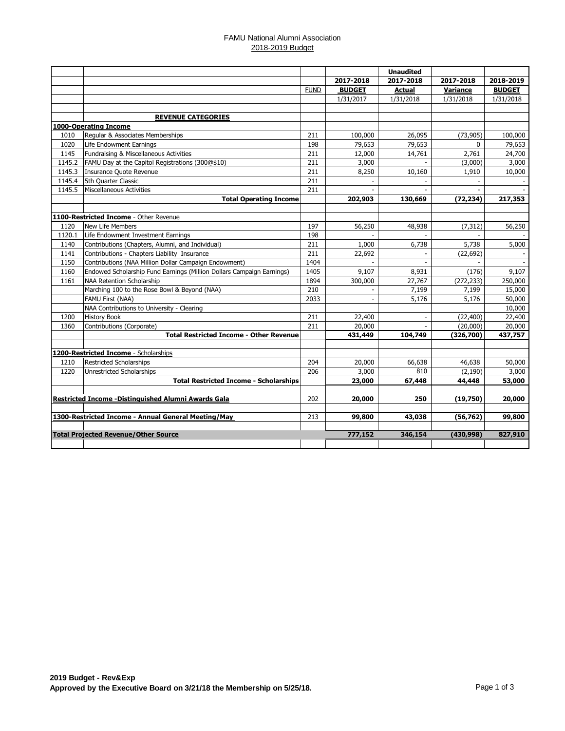FAMU National Alumni Association
2018-2019 Budget

| | | | | Unaudited | | |
|---|---|---|---|---|---|---|
| | | | 2017-2018 | 2017-2018 | 2017-2018 | 2018-2019 |
| | | FUND | BUDGET | Actual | Variance | BUDGET |
| | | | 1/31/2017 | 1/31/2018 | 1/31/2018 | 1/31/2018 |
| | | | | | | |
| | **REVENUE CATEGORIES** | | | | | |
| **1000-Operating Income** | | | | | | |
| 1010 | Regular & Associates Memberships | 211 | 100,000 | 26,095 | (73,905) | 100,000 |
| 1020 | Life Endowment Earnings | 198 | 79,653 | 79,653 | 0 | 79,653 |
| 1145 | Fundraising & Miscellaneous Activities | 211 | 12,000 | 14,761 | 2,761 | 24,700 |
| 1145.2 | FAMU Day at the Capitol Registrations (300@$10) | 211 | 3,000 | - | (3,000) | 3,000 |
| 1145.3 | Insurance Quote Revenue | 211 | 8,250 | 10,160 | 1,910 | 10,000 |
| 1145.4 | 5th Quarter Classic | 211 | - | - | - | - |
| 1145.5 | Miscellaneous Activities | 211 | - | - | - | - |
| | **Total Operating Income** | | **202,903** | **130,669** | **(72,234)** | **217,353** |
| | | | | | | |
| **1100-Restricted Income** - Other Revenue | | | | | | |
| 1120 | New Life Members | 197 | 56,250 | 48,938 | (7,312) | 56,250 |
| 1120.1 | Life Endowment Investment Earnings | 198 | - | - | - | - |
| 1140 | Contributions (Chapters, Alumni, and Individual) | 211 | 1,000 | 6,738 | 5,738 | 5,000 |
| 1141 | Contributions - Chapters Liability Insurance | 211 | 22,692 | - | (22,692) | - |
| 1150 | Contributions (NAA Million Dollar Campaign Endowment) | 1404 | - | - | - | - |
| 1160 | Endowed Scholarship Fund Earnings (Million Dollars Campaign Earnings) | 1405 | 9,107 | 8,931 | (176) | 9,107 |
| 1161 | NAA Retention Scholarship | 1894 | 300,000 | 27,767 | (272,233) | 250,000 |
| | Marching 100 to the Rose Bowl & Beyond (NAA) | 210 | - | 7,199 | 7,199 | 15,000 |
| | FAMU First (NAA) | 2033 | - | 5,176 | 5,176 | 50,000 |
| | NAA Contributions to University - Clearing | | | | | 10,000 |
| 1200 | History Book | 211 | 22,400 | - | (22,400) | 22,400 |
| 1360 | Contributions (Corporate) | 211 | 20,000 | - | (20,000) | 20,000 |
| | **Total Restricted Income - Other Revenue** | | **431,449** | **104,749** | **(326,700)** | **437,757** |
| | | | | | | |
| **1200-Restricted Income** - Scholarships | | | | | | |
| 1210 | Restricted Scholarships | 204 | 20,000 | 66,638 | 46,638 | 50,000 |
| 1220 | Unrestricted Scholarships | 206 | 3,000 | 810 | (2,190) | 3,000 |
| | **Total Restricted Income - Scholarships** | | **23,000** | **67,448** | **44,448** | **53,000** |
| | | | | | | |
| **Restricted Income -Distinguished Alumni Awards Gala** | | 202 | **20,000** | **250** | **(19,750)** | **20,000** |
| | | | | | | |
| **1300-Restricted Income - Annual General Meeting/May** | | 213 | **99,800** | **43,038** | **(56,762)** | **99,800** |
| | | | | | | |
| **Total Projected Revenue/Other Source** | | | **777,152** | **346,154** | **(430,998)** | **827,910** |

**2019 Budget - Rev&Exp**
**Approved by the Executive Board on 3/21/18 the Membership on 5/25/18.**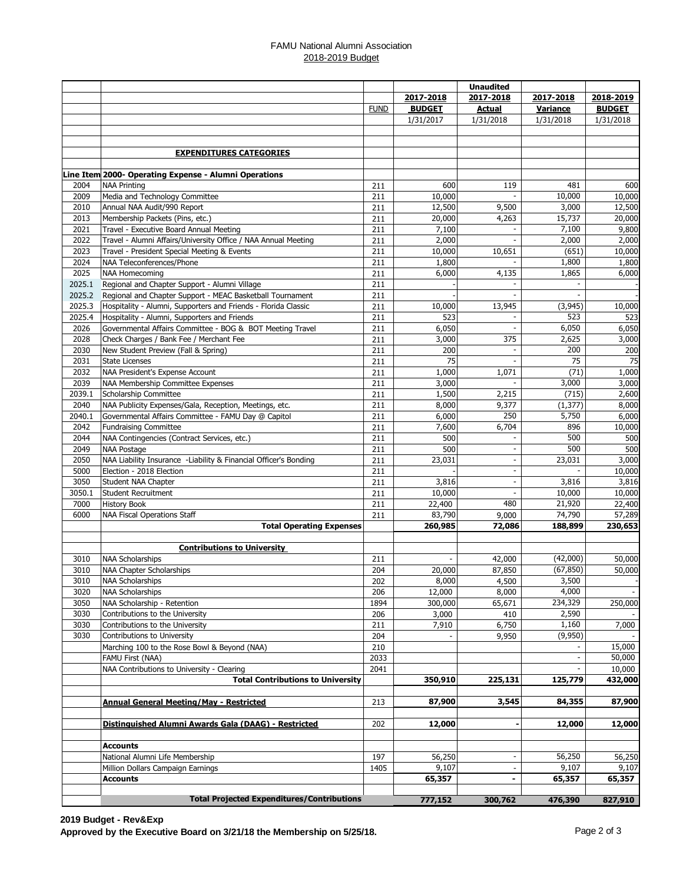# FAMU National Alumni Association
## 2018-2019 Budget

| | | FUND | 2017-2018 BUDGET 1/31/2017 | Unaudited 2017-2018 Actual 1/31/2018 | 2017-2018 Variance 1/31/2018 | 2018-2019 BUDGET 1/31/2018 |
|---|---|---|---|---|---|---|
| | **EXPENDITURES CATEGORIES** | | | | | |
| Line Item | **2000- Operating Expense - Alumni Operations** | | | | | |
| 2004 | NAA Printing | 211 | 600 | 119 | 481 | 600 |
| 2009 | Media and Technology Committee | 211 | 10,000 | - | 10,000 | 10,000 |
| 2010 | Annual NAA Audit/990 Report | 211 | 12,500 | 9,500 | 3,000 | 12,500 |
| 2013 | Membership Packets (Pins, etc.) | 211 | 20,000 | 4,263 | 15,737 | 20,000 |
| 2021 | Travel - Executive Board Annual Meeting | 211 | 7,100 | - | 7,100 | 9,800 |
| 2022 | Travel - Alumni Affairs/University Office / NAA Annual Meeting | 211 | 2,000 | - | 2,000 | 2,000 |
| 2023 | Travel - President Special Meeting & Events | 211 | 10,000 | 10,651 | (651) | 10,000 |
| 2024 | NAA Teleconferences/Phone | 211 | 1,800 | - | 1,800 | 1,800 |
| 2025 | NAA Homecoming | 211 | 6,000 | 4,135 | 1,865 | 6,000 |
| 2025.1 | Regional and Chapter Support - Alumni Village | 211 | - | - | - | - |
| 2025.2 | Regional and Chapter Support - MEAC Basketball Tournament | 211 | - | - | - | - |
| 2025.3 | Hospitality - Alumni, Supporters and Friends - Florida Classic | 211 | 10,000 | 13,945 | (3,945) | 10,000 |
| 2025.4 | Hospitality - Alumni, Supporters and Friends | 211 | 523 | - | 523 | 523 |
| 2026 | Governmental Affairs Committee - BOG & BOT Meeting Travel | 211 | 6,050 | - | 6,050 | 6,050 |
| 2028 | Check Charges / Bank Fee / Merchant Fee | 211 | 3,000 | 375 | 2,625 | 3,000 |
| 2030 | New Student Preview (Fall & Spring) | 211 | 200 | - | 200 | 200 |
| 2031 | State Licenses | 211 | 75 | - | 75 | 75 |
| 2032 | NAA President's Expense Account | 211 | 1,000 | 1,071 | (71) | 1,000 |
| 2039 | NAA Membership Committee Expenses | 211 | 3,000 | - | 3,000 | 3,000 |
| 2039.1 | Scholarship Committee | 211 | 1,500 | 2,215 | (715) | 2,600 |
| 2040 | NAA Publicity Expenses/Gala, Reception, Meetings, etc. | 211 | 8,000 | 9,377 | (1,377) | 8,000 |
| 2040.1 | Governmental Affairs Committee - FAMU Day @ Capitol | 211 | 6,000 | 250 | 5,750 | 6,000 |
| 2042 | Fundraising Committee | 211 | 7,600 | 6,704 | 896 | 10,000 |
| 2044 | NAA Contingencies (Contract Services, etc.) | 211 | 500 | - | 500 | 500 |
| 2049 | NAA Postage | 211 | 500 | - | 500 | 500 |
| 2050 | NAA Liability Insurance -Liability & Financial Officer's Bonding | 211 | 23,031 | - | 23,031 | 3,000 |
| 5000 | Election - 2018 Election | 211 | - | - | - | 10,000 |
| 3050 | Student NAA Chapter | 211 | 3,816 | - | 3,816 | 3,816 |
| 3050.1 | Student Recruitment | 211 | 10,000 | - | 10,000 | 10,000 |
| 7000 | History Book | 211 | 22,400 | 480 | 21,920 | 22,400 |
| 6000 | NAA Fiscal Operations Staff | 211 | 83,790 | 9,000 | 74,790 | 57,289 |
| | **Total Operating Expenses** | | **260,985** | **72,086** | **188,899** | **230,653** |
| | **Contributions to University** | | | | | |
| 3010 | NAA Scholarships | 211 | - | 42,000 | (42,000) | 50,000 |
| 3010 | NAA Chapter Scholarships | 204 | 20,000 | 87,850 | (67,850) | 50,000 |
| 3010 | NAA Scholarships | 202 | 8,000 | 4,500 | 3,500 | - |
| 3020 | NAA Scholarships | 206 | 12,000 | 8,000 | 4,000 | - |
| 3050 | NAA Scholarship - Retention | 1894 | 300,000 | 65,671 | 234,329 | 250,000 |
| 3030 | Contributions to the University | 206 | 3,000 | 410 | 2,590 | - |
| 3030 | Contributions to the University | 211 | 7,910 | 6,750 | 1,160 | 7,000 |
| 3030 | Contributions to University | 204 | - | 9,950 | (9,950) | - |
| | Marching 100 to the Rose Bowl & Beyond (NAA) | 210 | | | - | 15,000 |
| | FAMU First (NAA) | 2033 | | | - | 50,000 |
| | NAA Contributions to University - Clearing | 2041 | | | - | 10,000 |
| | **Total Contributions to University** | | **350,910** | **225,131** | **125,779** | **432,000** |
| | **Annual General Meeting/May - Restricted** | 213 | **87,900** | **3,545** | **84,355** | **87,900** |
| | **Distinguished Alumni Awards Gala (DAAG) - Restricted** | 202 | **12,000** | **-** | **12,000** | **12,000** |
| | **Accounts** | | | | | |
| | National Alumni Life Membership | 197 | 56,250 | - | 56,250 | 56,250 |
| | Million Dollars Campaign Earnings | 1405 | 9,107 | - | 9,107 | 9,107 |
| | **Accounts** | | **65,357** | **-** | **65,357** | **65,357** |
| | **Total Projected Expenditures/Contributions** | | **777,152** | **300,762** | **476,390** | **827,910** |

**2019 Budget - Rev&Exp**
**Approved by the Executive Board on 3/21/18 the Membership on 5/25/18.**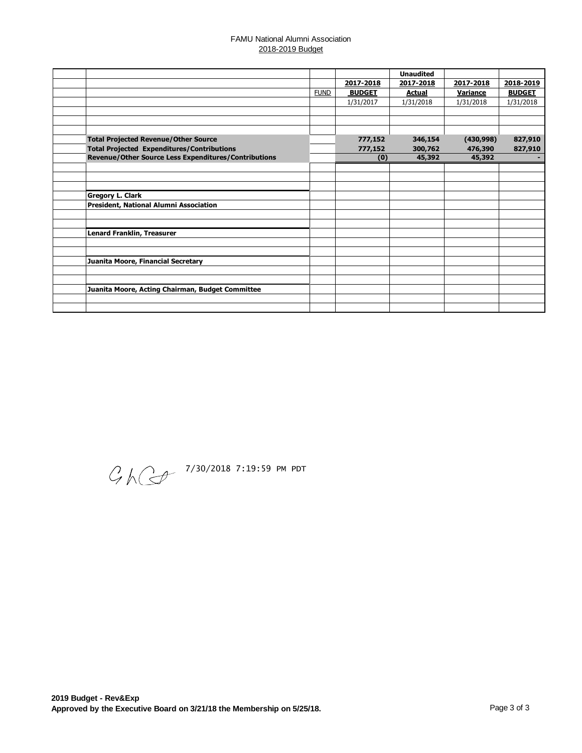FAMU National Alumni Association

2018-2019 Budget

| | FUND | 2017-2018 BUDGET | Unaudited 2017-2018 Actual | 2017-2018 Variance | 2018-2019 BUDGET |
|---|---|---|---|---|---|
| | | 1/31/2017 | 1/31/2018 | 1/31/2018 | 1/31/2018 |
| **Total Projected Revenue/Other Source** | | **777,152** | **346,154** | **(430,998)** | **827,910** |
| **Total Projected Expenditures/Contributions** | | **777,152** | **300,762** | **476,390** | **827,910** |
| **Revenue/Other Source Less Expenditures/Contributions** | | **(0)** | **45,392** | **45,392** | **-** |

**Gregory L. Clark**
**President, National Alumni Association**

**Lenard Franklin, Treasurer**

**Juanita Moore, Financial Secretary**

**Juanita Moore, Acting Chairman, Budget Committee**

GLC 7/30/2018 7:19:59 PM PDT

**2019 Budget - Rev&Exp**
**Approved by the Executive Board on 3/21/18 the Membership on 5/25/18.**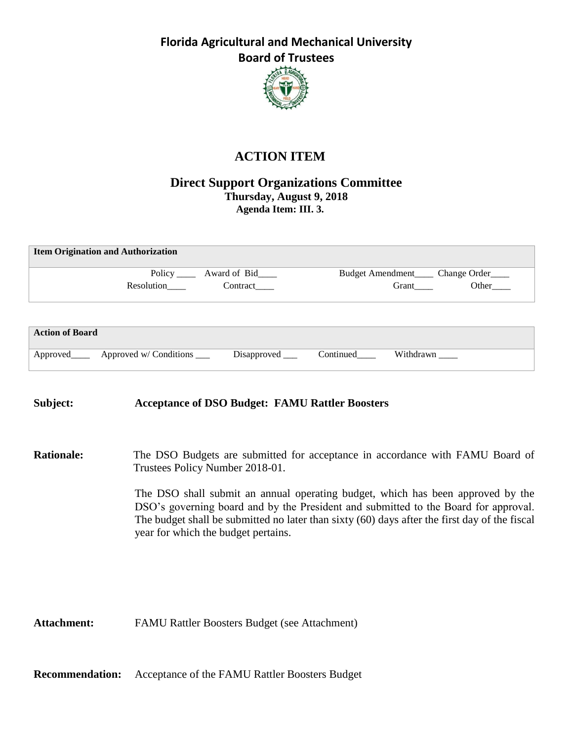# Florida Agricultural and Mechanical University

## Board of Trustees

## ACTION ITEM

### Direct Support Organizations Committee

**Thursday, August 9, 2018**

**Agenda Item: III. 3.**

| Item Origination and Authorization | | | |
|---|---|---|---|
| Policy ____ | Award of Bid____ | Budget Amendment____ | Change Order____ |
| Resolution____ | Contract____ | Grant____ | Other____ |

| Action of Board | | | | |
|---|---|---|---|---|
| Approved____ | Approved w/ Conditions ___ | Disapproved ___ | Continued____ | Withdrawn ____ |

**Subject:** **Acceptance of DSO Budget: FAMU Rattler Boosters**

**Rationale:** The DSO Budgets are submitted for acceptance in accordance with FAMU Board of Trustees Policy Number 2018-01.

The DSO shall submit an annual operating budget, which has been approved by the DSO's governing board and by the President and submitted to the Board for approval. The budget shall be submitted no later than sixty (60) days after the first day of the fiscal year for which the budget pertains.

**Attachment:** FAMU Rattler Boosters Budget (see Attachment)

**Recommendation:** Acceptance of the FAMU Rattler Boosters Budget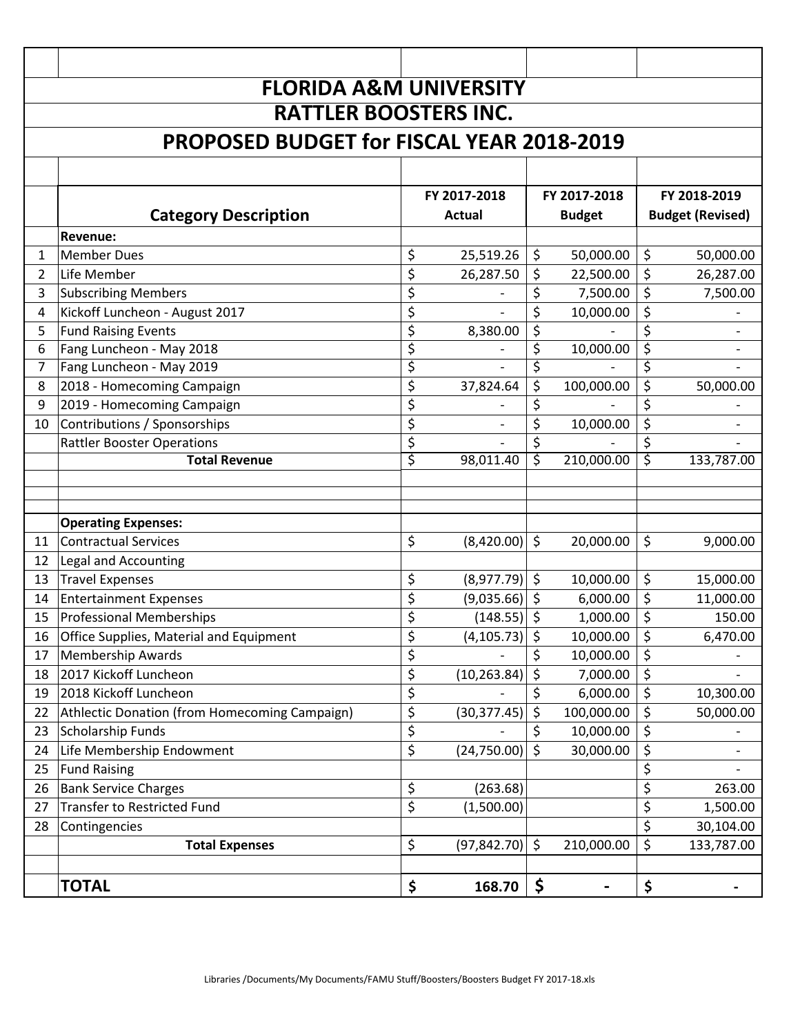# FLORIDA A&M UNIVERSITY
## RATTLER BOOSTERS INC.
## PROPOSED BUDGET for FISCAL YEAR 2018-2019

| | Category Description | FY 2017-2018 Actual | FY 2017-2018 Budget | FY 2018-2019 Budget (Revised) |
|---|---|---|---|---|
| | **Revenue:** | | | |
| 1 | Member Dues | $ 25,519.26 | $ 50,000.00 | $ 50,000.00 |
| 2 | Life Member | $ 26,287.50 | $ 22,500.00 | $ 26,287.00 |
| 3 | Subscribing Members | $ - | $ 7,500.00 | $ 7,500.00 |
| 4 | Kickoff Luncheon - August 2017 | $ - | $ 10,000.00 | $ - |
| 5 | Fund Raising Events | $ 8,380.00 | $ - | $ - |
| 6 | Fang Luncheon - May 2018 | $ - | $ 10,000.00 | $ - |
| 7 | Fang Luncheon - May 2019 | $ - | $ - | $ - |
| 8 | 2018 - Homecoming Campaign | $ 37,824.64 | $ 100,000.00 | $ 50,000.00 |
| 9 | 2019 - Homecoming Campaign | $ - | $ - | $ - |
| 10 | Contributions / Sponsorships | $ - | $ 10,000.00 | $ - |
| | Rattler Booster Operations | $ - | $ - | $ - |
| | **Total Revenue** | $ 98,011.40 | $ 210,000.00 | $ 133,787.00 |
| | | | | |
| | **Operating Expenses:** | | | |
| 11 | Contractual Services | $ (8,420.00) | $ 20,000.00 | $ 9,000.00 |
| 12 | Legal and Accounting | | | |
| 13 | Travel Expenses | $ (8,977.79) | $ 10,000.00 | $ 15,000.00 |
| 14 | Entertainment Expenses | $ (9,035.66) | $ 6,000.00 | $ 11,000.00 |
| 15 | Professional Memberships | $ (148.55) | $ 1,000.00 | $ 150.00 |
| 16 | Office Supplies, Material and Equipment | $ (4,105.73) | $ 10,000.00 | $ 6,470.00 |
| 17 | Membership Awards | $ - | $ 10,000.00 | $ - |
| 18 | 2017 Kickoff Luncheon | $ (10,263.84) | $ 7,000.00 | $ - |
| 19 | 2018 Kickoff Luncheon | $ - | $ 6,000.00 | $ 10,300.00 |
| 22 | Athlectic Donation (from Homecoming Campaign) | $ (30,377.45) | $ 100,000.00 | $ 50,000.00 |
| 23 | Scholarship Funds | $ - | $ 10,000.00 | $ - |
| 24 | Life Membership Endowment | $ (24,750.00) | $ 30,000.00 | $ - |
| 25 | Fund Raising | | | $ - |
| 26 | Bank Service Charges | $ (263.68) | | $ 263.00 |
| 27 | Transfer to Restricted Fund | $ (1,500.00) | | $ 1,500.00 |
| 28 | Contingencies | | | $ 30,104.00 |
| | **Total Expenses** | $ (97,842.70) | $ 210,000.00 | $ 133,787.00 |
| | | | | |
| | **TOTAL** | **$ 168.70** | **$ -** | **$ -** |

Libraries /Documents/My Documents/FAMU Stuff/Boosters/Boosters Budget FY 2017-18.xls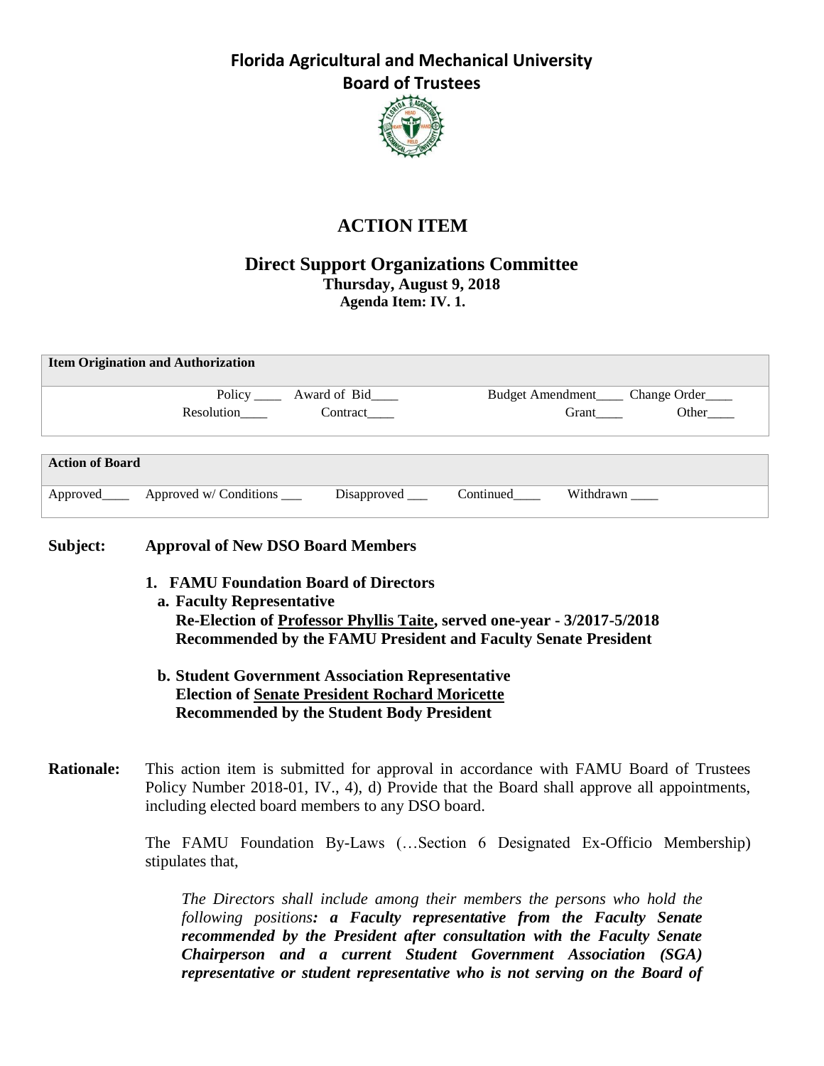# Florida Agricultural and Mechanical University
## Board of Trustees

## ACTION ITEM

### Direct Support Organizations Committee
**Thursday, August 9, 2018**
**Agenda Item: IV. 1.**

| Item Origination and Authorization | | | |
|---|---|---|---|
| Policy ____ | Award of Bid____ | Budget Amendment____ | Change Order____ |
| Resolution____ | Contract____ | Grant____ | Other____ |

| Action of Board | | | | |
|---|---|---|---|---|
| Approved____ | Approved w/ Conditions ___ | Disapproved ___ | Continued____ | Withdrawn ____ |

**Subject:** **Approval of New DSO Board Members**

1. **FAMU Foundation Board of Directors**
   a. **Faculty Representative**
      **Re-Election of Professor Phyllis Taite, served one-year - 3/2017-5/2018**
      **Recommended by the FAMU President and Faculty Senate President**

   b. **Student Government Association Representative**
      **Election of Senate President Rochard Moricette**
      **Recommended by the Student Body President**

**Rationale:** This action item is submitted for approval in accordance with FAMU Board of Trustees Policy Number 2018-01, IV., 4), d) Provide that the Board shall approve all appointments, including elected board members to any DSO board.

The FAMU Foundation By-Laws (…Section 6 Designated Ex-Officio Membership) stipulates that,

> *The Directors shall include among their members the persons who hold the following positions**: a Faculty representative from the Faculty Senate recommended by the President after consultation with the Faculty Senate Chairperson and a current Student Government Association (SGA) representative or student representative who is not serving on the Board of***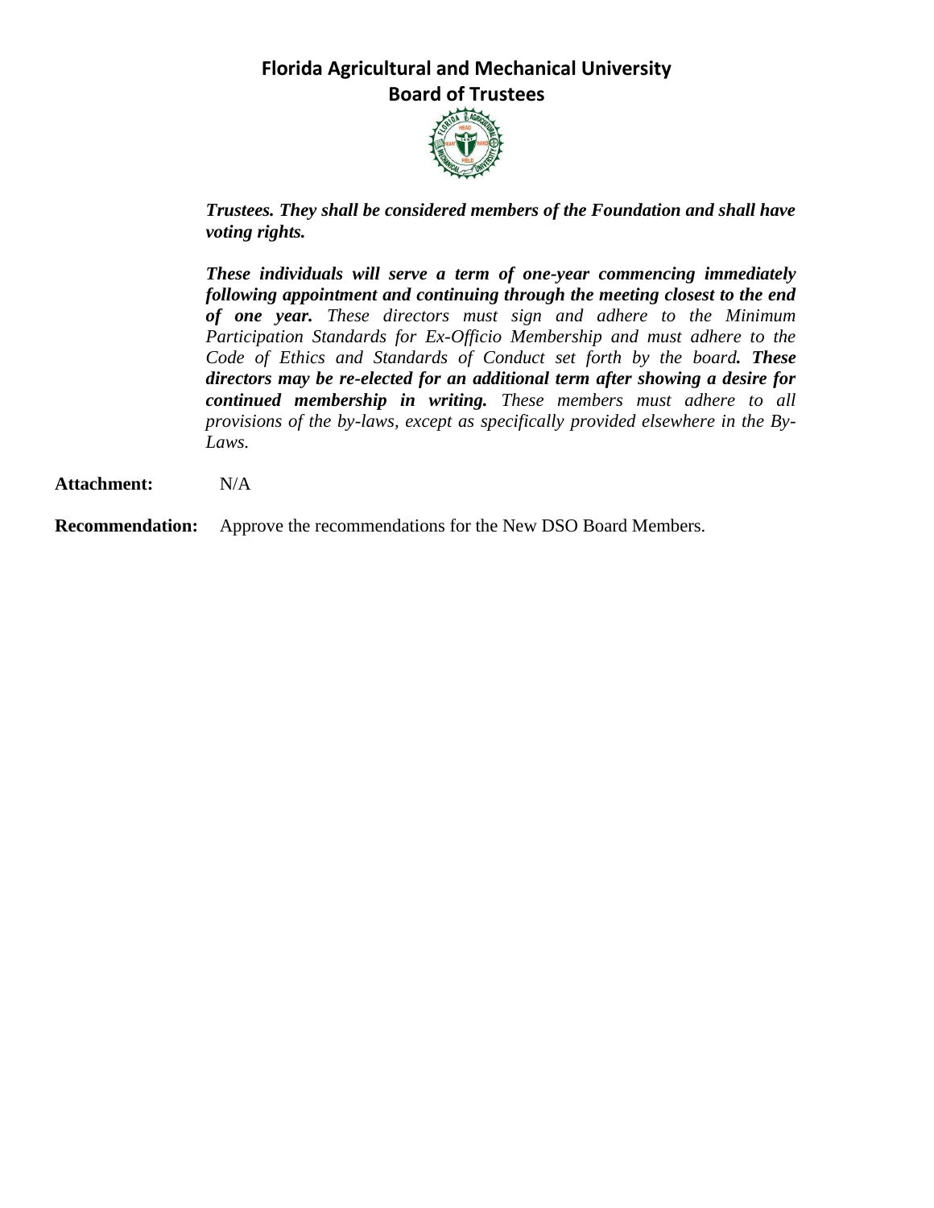***Trustees. They shall be considered members of the Foundation and shall have voting rights.***

***These individuals will serve a term of one-year commencing immediately following appointment and continuing through the meeting closest to the end of one year.*** *These directors must sign and adhere to the Minimum Participation Standards for Ex-Officio Membership and must adhere to the Code of Ethics and Standards of Conduct set forth by the board****. These directors may be re-elected for an additional term after showing a desire for continued membership in writing.*** *These members must adhere to all provisions of the by-laws, except as specifically provided elsewhere in the By-Laws.*

**Attachment:** N/A

**Recommendation:** Approve the recommendations for the New DSO Board Members.